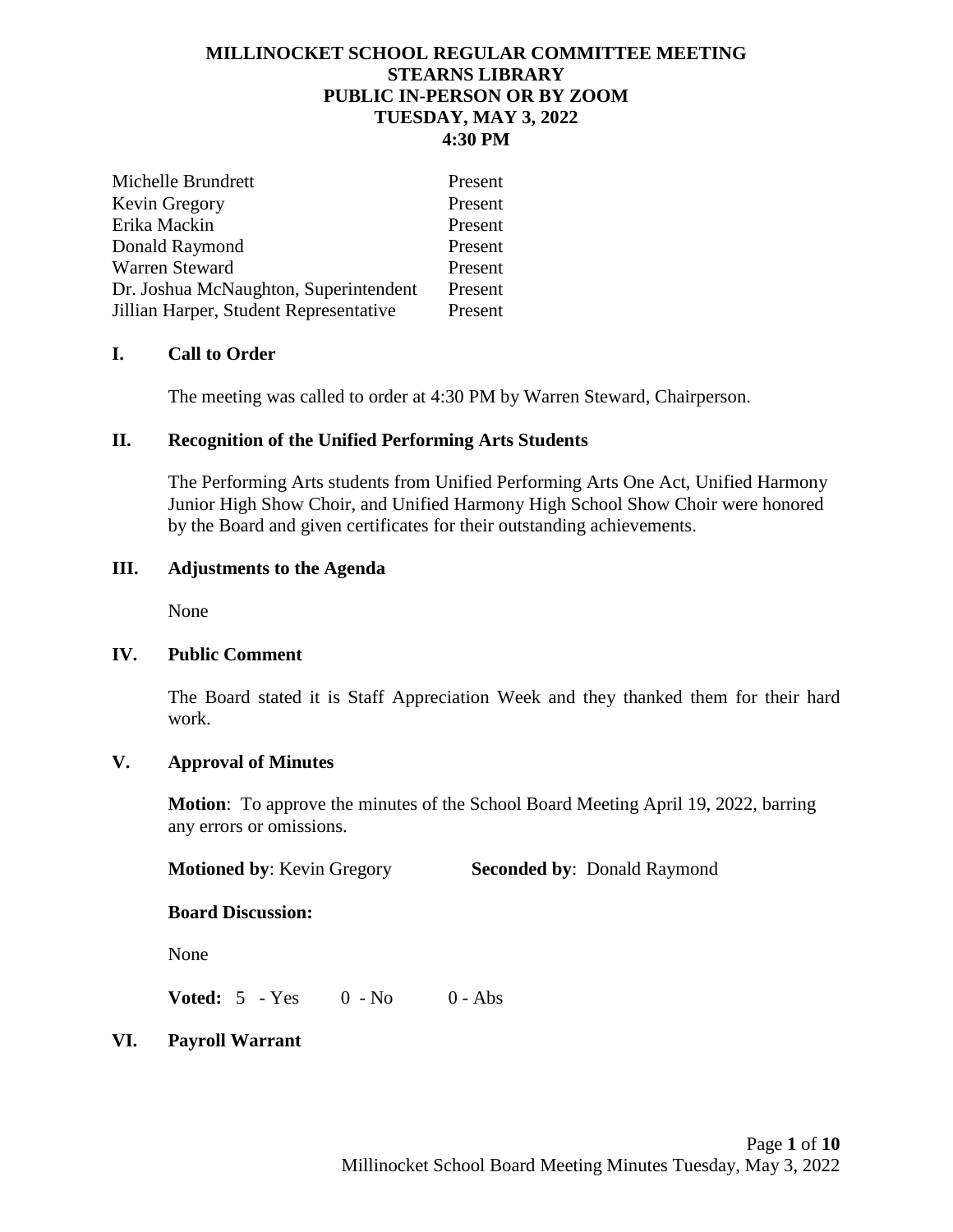# MILLINOCKET SCHOOL REGULAR COMMITTEE MEETING
## STEARNS LIBRARY
## PUBLIC IN-PERSON OR BY ZOOM
## TUESDAY, MAY 3, 2022
## 4:30 PM

| | |
|---|---|
| Michelle Brundrett | Present |
| Kevin Gregory | Present |
| Erika Mackin | Present |
| Donald Raymond | Present |
| Warren Steward | Present |
| Dr. Joshua McNaughton, Superintendent | Present |
| Jillian Harper, Student Representative | Present |

## I. Call to Order

The meeting was called to order at 4:30 PM by Warren Steward, Chairperson.

## II. Recognition of the Unified Performing Arts Students

The Performing Arts students from Unified Performing Arts One Act, Unified Harmony Junior High Show Choir, and Unified Harmony High School Show Choir were honored by the Board and given certificates for their outstanding achievements.

## III. Adjustments to the Agenda

None

## IV. Public Comment

The Board stated it is Staff Appreciation Week and they thanked them for their hard work.

## V. Approval of Minutes

**Motion**: To approve the minutes of the School Board Meeting April 19, 2022, barring any errors or omissions.

**Motioned by**: Kevin Gregory **Seconded by**: Donald Raymond

**Board Discussion:**

None

**Voted:** 5 - Yes 0 - No 0 - Abs

## VI. Payroll Warrant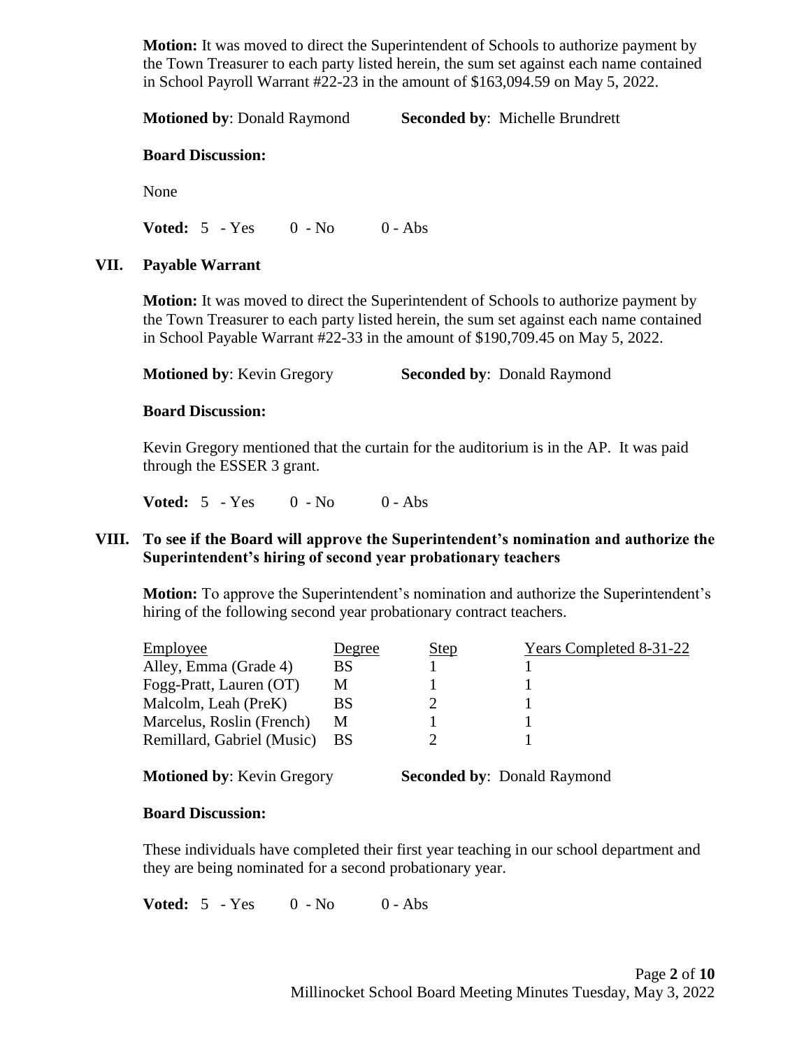**Motion:** It was moved to direct the Superintendent of Schools to authorize payment by the Town Treasurer to each party listed herein, the sum set against each name contained in School Payroll Warrant #22-23 in the amount of $163,094.59 on May 5, 2022.

**Motioned by**: Donald Raymond **Seconded by**: Michelle Brundrett

**Board Discussion:**

None

**Voted:** 5 - Yes 0 - No 0 - Abs

## VII. Payable Warrant

**Motion:** It was moved to direct the Superintendent of Schools to authorize payment by the Town Treasurer to each party listed herein, the sum set against each name contained in School Payable Warrant #22-33 in the amount of $190,709.45 on May 5, 2022.

**Motioned by**: Kevin Gregory **Seconded by**: Donald Raymond

**Board Discussion:**

Kevin Gregory mentioned that the curtain for the auditorium is in the AP. It was paid through the ESSER 3 grant.

**Voted:** 5 - Yes 0 - No 0 - Abs

## VIII. To see if the Board will approve the Superintendent's nomination and authorize the Superintendent's hiring of second year probationary teachers

**Motion:** To approve the Superintendent's nomination and authorize the Superintendent's hiring of the following second year probationary contract teachers.

| Employee | Degree | Step | Years Completed 8-31-22 |
|---|---|---|---|
| Alley, Emma (Grade 4) | BS | 1 | 1 |
| Fogg-Pratt, Lauren (OT) | M | 1 | 1 |
| Malcolm, Leah (PreK) | BS | 2 | 1 |
| Marcelus, Roslin (French) | M | 1 | 1 |
| Remillard, Gabriel (Music) | BS | 2 | 1 |

**Motioned by**: Kevin Gregory **Seconded by**: Donald Raymond

**Board Discussion:**

These individuals have completed their first year teaching in our school department and they are being nominated for a second probationary year.

**Voted:** 5 - Yes 0 - No 0 - Abs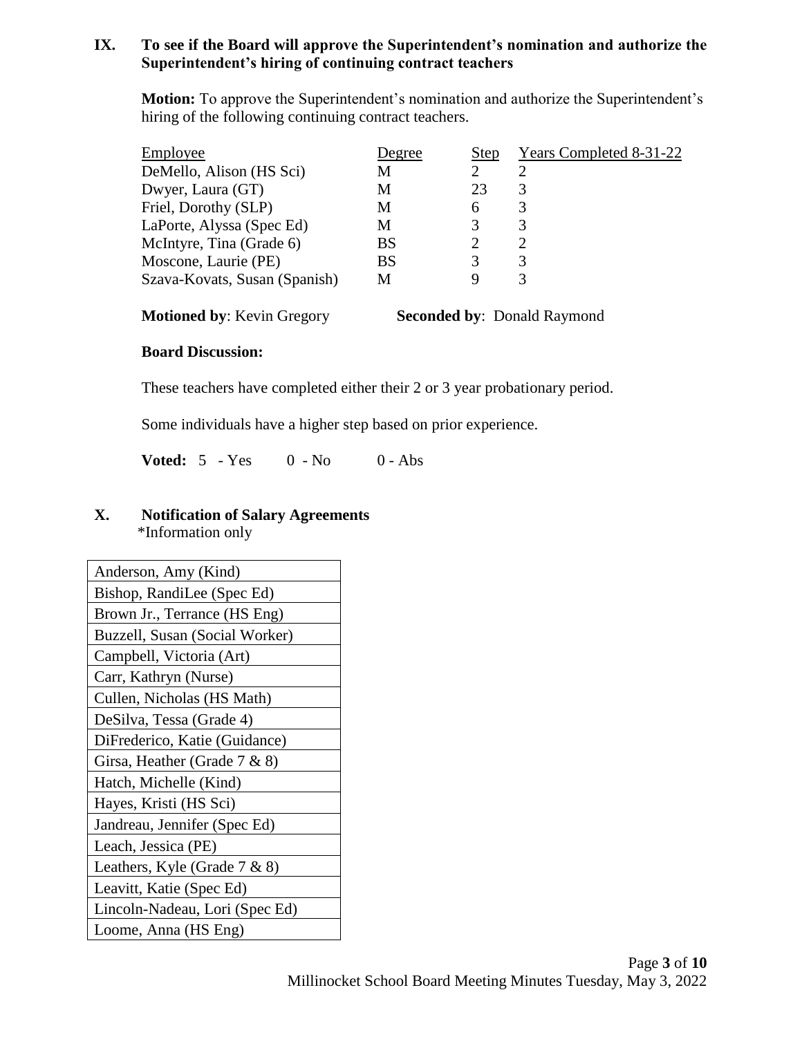## IX. To see if the Board will approve the Superintendent's nomination and authorize the Superintendent's hiring of continuing contract teachers

**Motion:** To approve the Superintendent's nomination and authorize the Superintendent's hiring of the following continuing contract teachers.

| Employee | Degree | Step | Years Completed 8-31-22 |
|---|---|---|---|
| DeMello, Alison (HS Sci) | M | 2 | 2 |
| Dwyer, Laura (GT) | M | 23 | 3 |
| Friel, Dorothy (SLP) | M | 6 | 3 |
| LaPorte, Alyssa (Spec Ed) | M | 3 | 3 |
| McIntyre, Tina (Grade 6) | BS | 2 | 2 |
| Moscone, Laurie (PE) | BS | 3 | 3 |
| Szava-Kovats, Susan (Spanish) | M | 9 | 3 |

**Motioned by**: Kevin Gregory **Seconded by**: Donald Raymond

**Board Discussion:**

These teachers have completed either their 2 or 3 year probationary period.

Some individuals have a higher step based on prior experience.

**Voted:** 5 - Yes 0 - No 0 - Abs

## X. Notification of Salary Agreements

*Information only

| Name |
|---|
| Anderson, Amy (Kind) |
| Bishop, RandiLee (Spec Ed) |
| Brown Jr., Terrance (HS Eng) |
| Buzzell, Susan (Social Worker) |
| Campbell, Victoria (Art) |
| Carr, Kathryn (Nurse) |
| Cullen, Nicholas (HS Math) |
| DeSilva, Tessa (Grade 4) |
| DiFrederico, Katie (Guidance) |
| Girsa, Heather (Grade 7 & 8) |
| Hatch, Michelle (Kind) |
| Hayes, Kristi (HS Sci) |
| Jandreau, Jennifer (Spec Ed) |
| Leach, Jessica (PE) |
| Leathers, Kyle (Grade 7 & 8) |
| Leavitt, Katie (Spec Ed) |
| Lincoln-Nadeau, Lori (Spec Ed) |
| Loome, Anna (HS Eng) |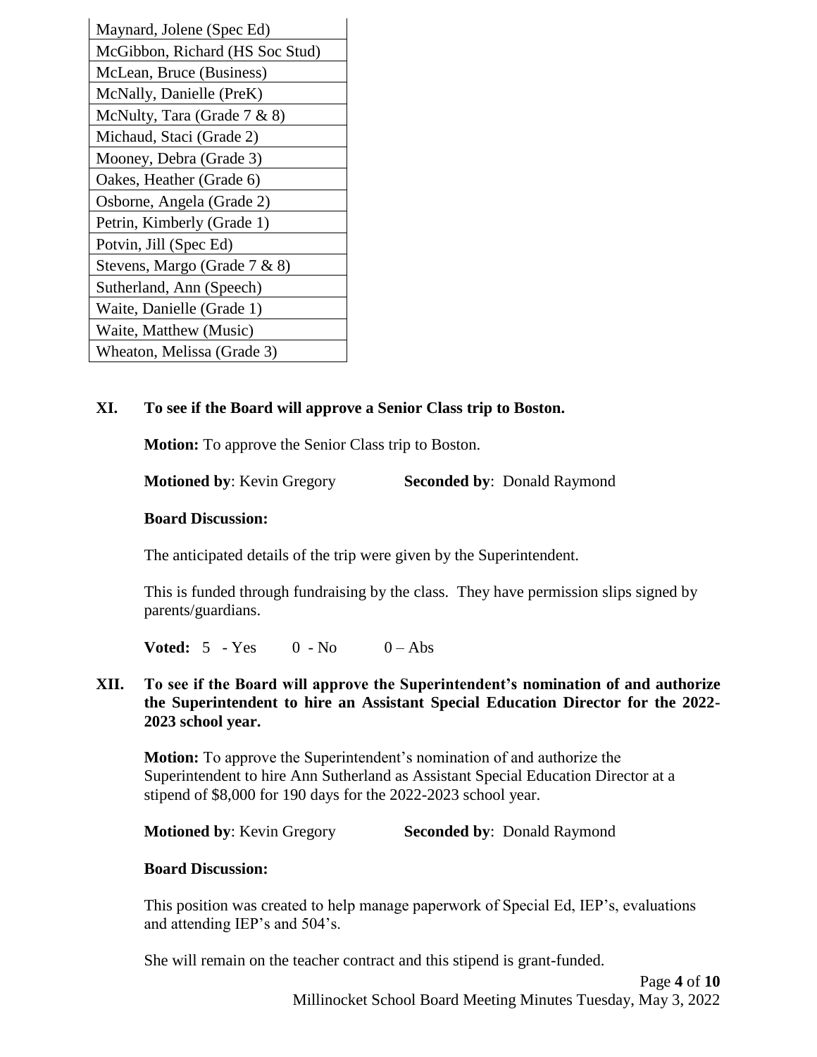| Maynard, Jolene (Spec Ed) |
|---|
| McGibbon, Richard (HS Soc Stud) |
| McLean, Bruce (Business) |
| McNally, Danielle (PreK) |
| McNulty, Tara (Grade 7 & 8) |
| Michaud, Staci (Grade 2) |
| Mooney, Debra (Grade 3) |
| Oakes, Heather (Grade 6) |
| Osborne, Angela (Grade 2) |
| Petrin, Kimberly (Grade 1) |
| Potvin, Jill (Spec Ed) |
| Stevens, Margo (Grade 7 & 8) |
| Sutherland, Ann (Speech) |
| Waite, Danielle (Grade 1) |
| Waite, Matthew (Music) |
| Wheaton, Melissa (Grade 3) |

**XI. To see if the Board will approve a Senior Class trip to Boston.**

**Motion:** To approve the Senior Class trip to Boston.

**Motioned by**: Kevin Gregory **Seconded by**: Donald Raymond

**Board Discussion:**

The anticipated details of the trip were given by the Superintendent.

This is funded through fundraising by the class. They have permission slips signed by parents/guardians.

**Voted:** 5 - Yes 0 - No 0 – Abs

**XII. To see if the Board will approve the Superintendent's nomination of and authorize the Superintendent to hire an Assistant Special Education Director for the 2022-2023 school year.**

**Motion:** To approve the Superintendent's nomination of and authorize the Superintendent to hire Ann Sutherland as Assistant Special Education Director at a stipend of $8,000 for 190 days for the 2022-2023 school year.

**Motioned by**: Kevin Gregory **Seconded by**: Donald Raymond

**Board Discussion:**

This position was created to help manage paperwork of Special Ed, IEP's, evaluations and attending IEP's and 504's.

She will remain on the teacher contract and this stipend is grant-funded.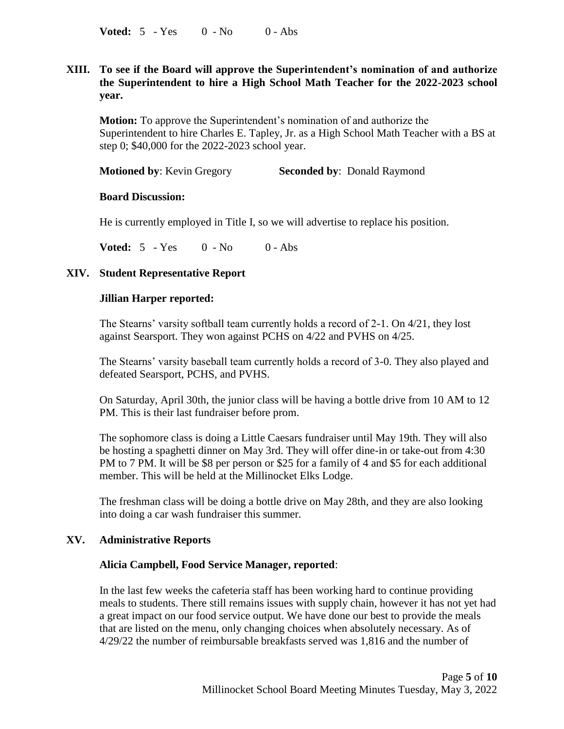**Voted:** 5 - Yes 0 - No 0 - Abs

## XIII. To see if the Board will approve the Superintendent's nomination of and authorize the Superintendent to hire a High School Math Teacher for the 2022-2023 school year.

**Motion:** To approve the Superintendent's nomination of and authorize the Superintendent to hire Charles E. Tapley, Jr. as a High School Math Teacher with a BS at step 0; $40,000 for the 2022-2023 school year.

**Motioned by**: Kevin Gregory **Seconded by**: Donald Raymond

**Board Discussion:**

He is currently employed in Title I, so we will advertise to replace his position.

**Voted:** 5 - Yes 0 - No 0 - Abs

## XIV. Student Representative Report

**Jillian Harper reported:**

The Stearns' varsity softball team currently holds a record of 2-1. On 4/21, they lost against Searsport. They won against PCHS on 4/22 and PVHS on 4/25.

The Stearns' varsity baseball team currently holds a record of 3-0. They also played and defeated Searsport, PCHS, and PVHS.

On Saturday, April 30th, the junior class will be having a bottle drive from 10 AM to 12 PM. This is their last fundraiser before prom.

The sophomore class is doing a Little Caesars fundraiser until May 19th. They will also be hosting a spaghetti dinner on May 3rd. They will offer dine-in or take-out from 4:30 PM to 7 PM. It will be $8 per person or $25 for a family of 4 and $5 for each additional member. This will be held at the Millinocket Elks Lodge.

The freshman class will be doing a bottle drive on May 28th, and they are also looking into doing a car wash fundraiser this summer.

## XV. Administrative Reports

**Alicia Campbell, Food Service Manager, reported**:

In the last few weeks the cafeteria staff has been working hard to continue providing meals to students. There still remains issues with supply chain, however it has not yet had a great impact on our food service output. We have done our best to provide the meals that are listed on the menu, only changing choices when absolutely necessary. As of 4/29/22 the number of reimbursable breakfasts served was 1,816 and the number of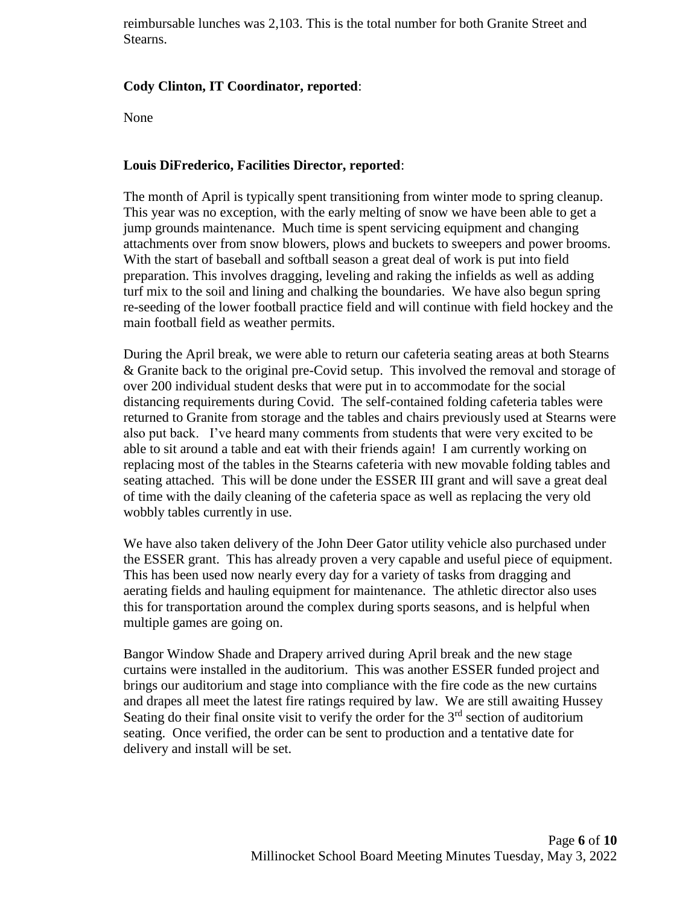reimbursable lunches was 2,103. This is the total number for both Granite Street and Stearns.

**Cody Clinton, IT Coordinator, reported**:

None

**Louis DiFrederico, Facilities Director, reported**:

The month of April is typically spent transitioning from winter mode to spring cleanup. This year was no exception, with the early melting of snow we have been able to get a jump grounds maintenance. Much time is spent servicing equipment and changing attachments over from snow blowers, plows and buckets to sweepers and power brooms. With the start of baseball and softball season a great deal of work is put into field preparation. This involves dragging, leveling and raking the infields as well as adding turf mix to the soil and lining and chalking the boundaries. We have also begun spring re-seeding of the lower football practice field and will continue with field hockey and the main football field as weather permits.

During the April break, we were able to return our cafeteria seating areas at both Stearns & Granite back to the original pre-Covid setup. This involved the removal and storage of over 200 individual student desks that were put in to accommodate for the social distancing requirements during Covid. The self-contained folding cafeteria tables were returned to Granite from storage and the tables and chairs previously used at Stearns were also put back. I've heard many comments from students that were very excited to be able to sit around a table and eat with their friends again! I am currently working on replacing most of the tables in the Stearns cafeteria with new movable folding tables and seating attached. This will be done under the ESSER III grant and will save a great deal of time with the daily cleaning of the cafeteria space as well as replacing the very old wobbly tables currently in use.

We have also taken delivery of the John Deer Gator utility vehicle also purchased under the ESSER grant. This has already proven a very capable and useful piece of equipment. This has been used now nearly every day for a variety of tasks from dragging and aerating fields and hauling equipment for maintenance. The athletic director also uses this for transportation around the complex during sports seasons, and is helpful when multiple games are going on.

Bangor Window Shade and Drapery arrived during April break and the new stage curtains were installed in the auditorium. This was another ESSER funded project and brings our auditorium and stage into compliance with the fire code as the new curtains and drapes all meet the latest fire ratings required by law. We are still awaiting Hussey Seating do their final onsite visit to verify the order for the 3rd section of auditorium seating. Once verified, the order can be sent to production and a tentative date for delivery and install will be set.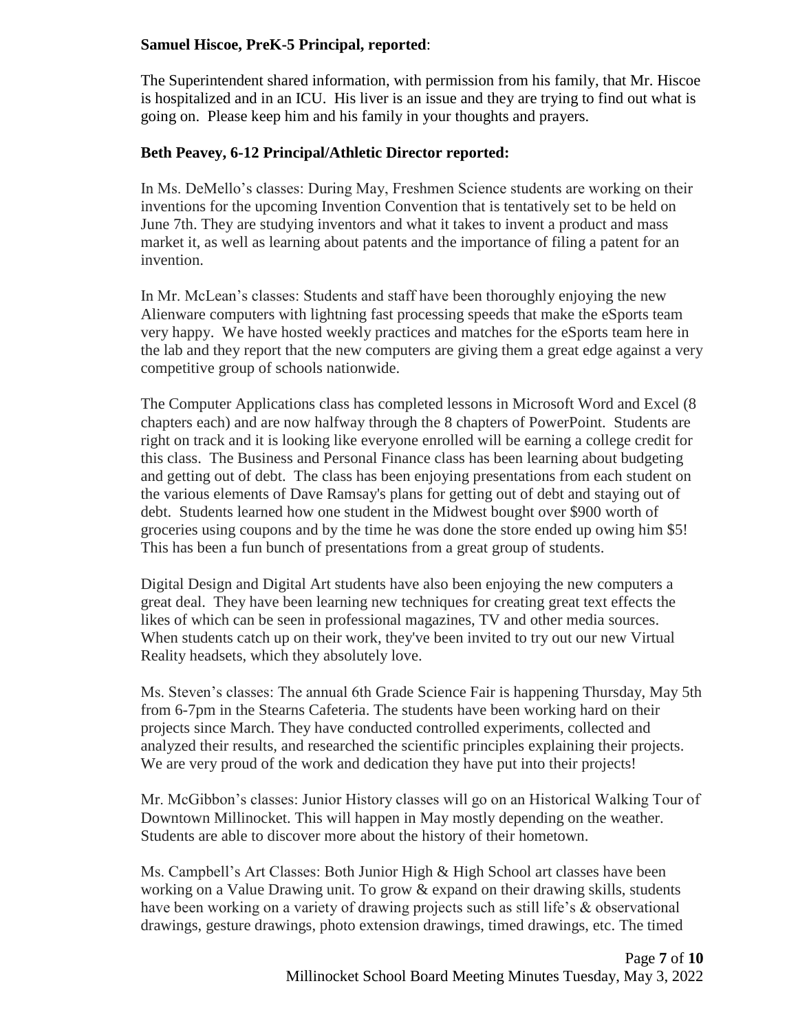**Samuel Hiscoe, PreK-5 Principal, reported**:

The Superintendent shared information, with permission from his family, that Mr. Hiscoe is hospitalized and in an ICU. His liver is an issue and they are trying to find out what is going on. Please keep him and his family in your thoughts and prayers.

**Beth Peavey, 6-12 Principal/Athletic Director reported:**

In Ms. DeMello's classes: During May, Freshmen Science students are working on their inventions for the upcoming Invention Convention that is tentatively set to be held on June 7th. They are studying inventors and what it takes to invent a product and mass market it, as well as learning about patents and the importance of filing a patent for an invention.

In Mr. McLean's classes: Students and staff have been thoroughly enjoying the new Alienware computers with lightning fast processing speeds that make the eSports team very happy. We have hosted weekly practices and matches for the eSports team here in the lab and they report that the new computers are giving them a great edge against a very competitive group of schools nationwide.

The Computer Applications class has completed lessons in Microsoft Word and Excel (8 chapters each) and are now halfway through the 8 chapters of PowerPoint. Students are right on track and it is looking like everyone enrolled will be earning a college credit for this class. The Business and Personal Finance class has been learning about budgeting and getting out of debt. The class has been enjoying presentations from each student on the various elements of Dave Ramsay's plans for getting out of debt and staying out of debt. Students learned how one student in the Midwest bought over $900 worth of groceries using coupons and by the time he was done the store ended up owing him $5! This has been a fun bunch of presentations from a great group of students.

Digital Design and Digital Art students have also been enjoying the new computers a great deal. They have been learning new techniques for creating great text effects the likes of which can be seen in professional magazines, TV and other media sources. When students catch up on their work, they've been invited to try out our new Virtual Reality headsets, which they absolutely love.

Ms. Steven's classes: The annual 6th Grade Science Fair is happening Thursday, May 5th from 6-7pm in the Stearns Cafeteria. The students have been working hard on their projects since March. They have conducted controlled experiments, collected and analyzed their results, and researched the scientific principles explaining their projects. We are very proud of the work and dedication they have put into their projects!

Mr. McGibbon's classes: Junior History classes will go on an Historical Walking Tour of Downtown Millinocket. This will happen in May mostly depending on the weather. Students are able to discover more about the history of their hometown.

Ms. Campbell's Art Classes: Both Junior High & High School art classes have been working on a Value Drawing unit. To grow & expand on their drawing skills, students have been working on a variety of drawing projects such as still life's & observational drawings, gesture drawings, photo extension drawings, timed drawings, etc. The timed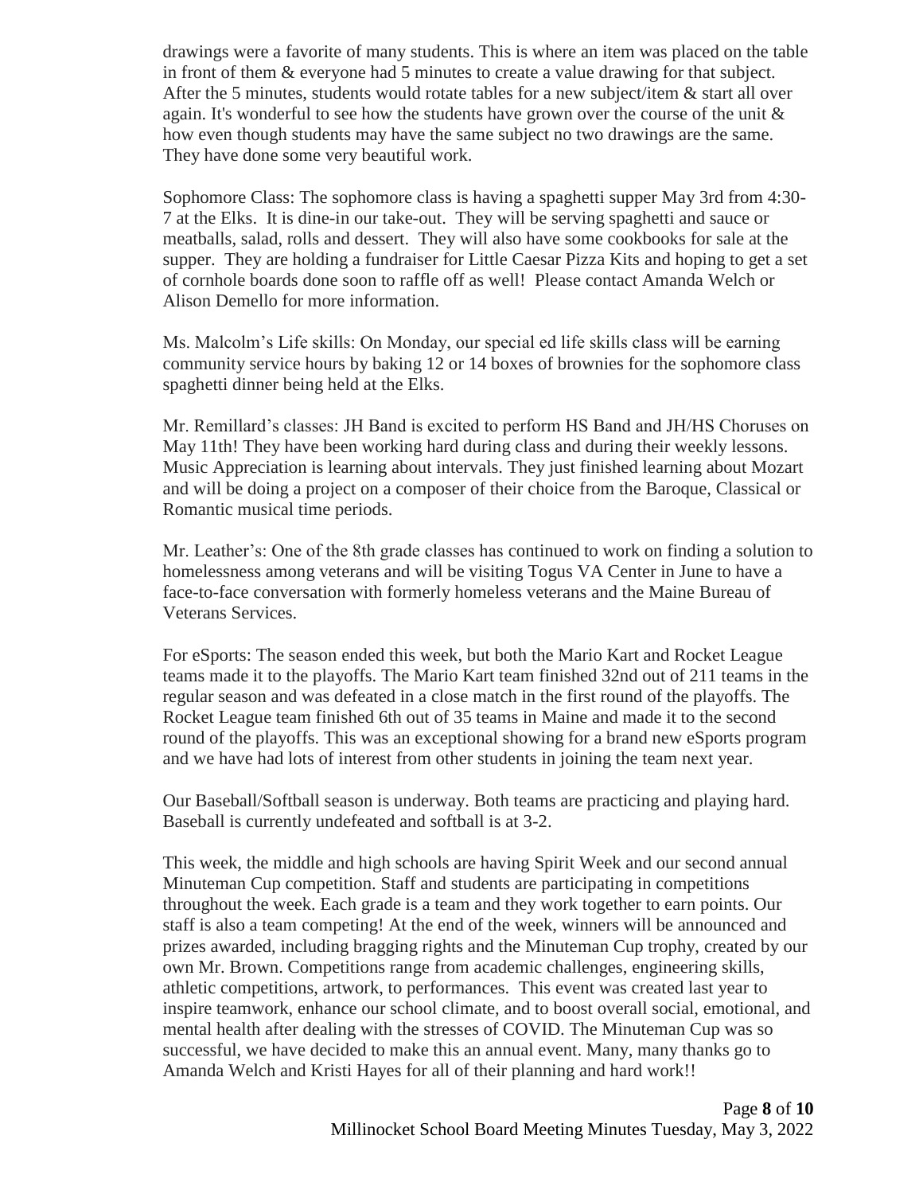drawings were a favorite of many students. This is where an item was placed on the table in front of them & everyone had 5 minutes to create a value drawing for that subject. After the 5 minutes, students would rotate tables for a new subject/item & start all over again. It's wonderful to see how the students have grown over the course of the unit & how even though students may have the same subject no two drawings are the same. They have done some very beautiful work.

Sophomore Class: The sophomore class is having a spaghetti supper May 3rd from 4:30-7 at the Elks. It is dine-in our take-out. They will be serving spaghetti and sauce or meatballs, salad, rolls and dessert. They will also have some cookbooks for sale at the supper. They are holding a fundraiser for Little Caesar Pizza Kits and hoping to get a set of cornhole boards done soon to raffle off as well! Please contact Amanda Welch or Alison Demello for more information.

Ms. Malcolm's Life skills: On Monday, our special ed life skills class will be earning community service hours by baking 12 or 14 boxes of brownies for the sophomore class spaghetti dinner being held at the Elks.

Mr. Remillard's classes: JH Band is excited to perform HS Band and JH/HS Choruses on May 11th! They have been working hard during class and during their weekly lessons. Music Appreciation is learning about intervals. They just finished learning about Mozart and will be doing a project on a composer of their choice from the Baroque, Classical or Romantic musical time periods.

Mr. Leather's: One of the 8th grade classes has continued to work on finding a solution to homelessness among veterans and will be visiting Togus VA Center in June to have a face-to-face conversation with formerly homeless veterans and the Maine Bureau of Veterans Services.

For eSports: The season ended this week, but both the Mario Kart and Rocket League teams made it to the playoffs. The Mario Kart team finished 32nd out of 211 teams in the regular season and was defeated in a close match in the first round of the playoffs. The Rocket League team finished 6th out of 35 teams in Maine and made it to the second round of the playoffs. This was an exceptional showing for a brand new eSports program and we have had lots of interest from other students in joining the team next year.

Our Baseball/Softball season is underway. Both teams are practicing and playing hard. Baseball is currently undefeated and softball is at 3-2.

This week, the middle and high schools are having Spirit Week and our second annual Minuteman Cup competition. Staff and students are participating in competitions throughout the week. Each grade is a team and they work together to earn points. Our staff is also a team competing! At the end of the week, winners will be announced and prizes awarded, including bragging rights and the Minuteman Cup trophy, created by our own Mr. Brown. Competitions range from academic challenges, engineering skills, athletic competitions, artwork, to performances. This event was created last year to inspire teamwork, enhance our school climate, and to boost overall social, emotional, and mental health after dealing with the stresses of COVID. The Minuteman Cup was so successful, we have decided to make this an annual event. Many, many thanks go to Amanda Welch and Kristi Hayes for all of their planning and hard work!!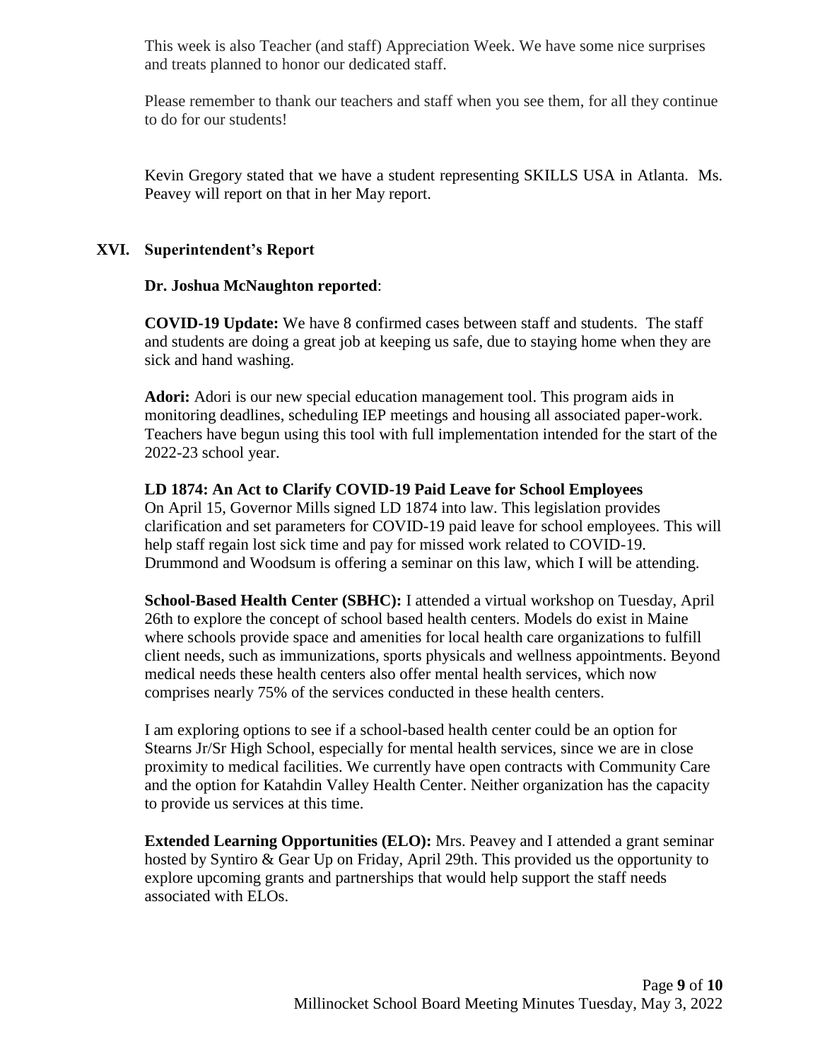This week is also Teacher (and staff) Appreciation Week. We have some nice surprises and treats planned to honor our dedicated staff.

Please remember to thank our teachers and staff when you see them, for all they continue to do for our students!

Kevin Gregory stated that we have a student representing SKILLS USA in Atlanta. Ms. Peavey will report on that in her May report.

## XVI. Superintendent's Report

**Dr. Joshua McNaughton reported**:

**COVID-19 Update:** We have 8 confirmed cases between staff and students. The staff and students are doing a great job at keeping us safe, due to staying home when they are sick and hand washing.

**Adori:** Adori is our new special education management tool. This program aids in monitoring deadlines, scheduling IEP meetings and housing all associated paper-work. Teachers have begun using this tool with full implementation intended for the start of the 2022-23 school year.

**LD 1874: An Act to Clarify COVID-19 Paid Leave for School Employees**
On April 15, Governor Mills signed LD 1874 into law. This legislation provides clarification and set parameters for COVID-19 paid leave for school employees. This will help staff regain lost sick time and pay for missed work related to COVID-19. Drummond and Woodsum is offering a seminar on this law, which I will be attending.

**School-Based Health Center (SBHC):** I attended a virtual workshop on Tuesday, April 26th to explore the concept of school based health centers. Models do exist in Maine where schools provide space and amenities for local health care organizations to fulfill client needs, such as immunizations, sports physicals and wellness appointments. Beyond medical needs these health centers also offer mental health services, which now comprises nearly 75% of the services conducted in these health centers.

I am exploring options to see if a school-based health center could be an option for Stearns Jr/Sr High School, especially for mental health services, since we are in close proximity to medical facilities. We currently have open contracts with Community Care and the option for Katahdin Valley Health Center. Neither organization has the capacity to provide us services at this time.

**Extended Learning Opportunities (ELO):** Mrs. Peavey and I attended a grant seminar hosted by Syntiro & Gear Up on Friday, April 29th. This provided us the opportunity to explore upcoming grants and partnerships that would help support the staff needs associated with ELOs.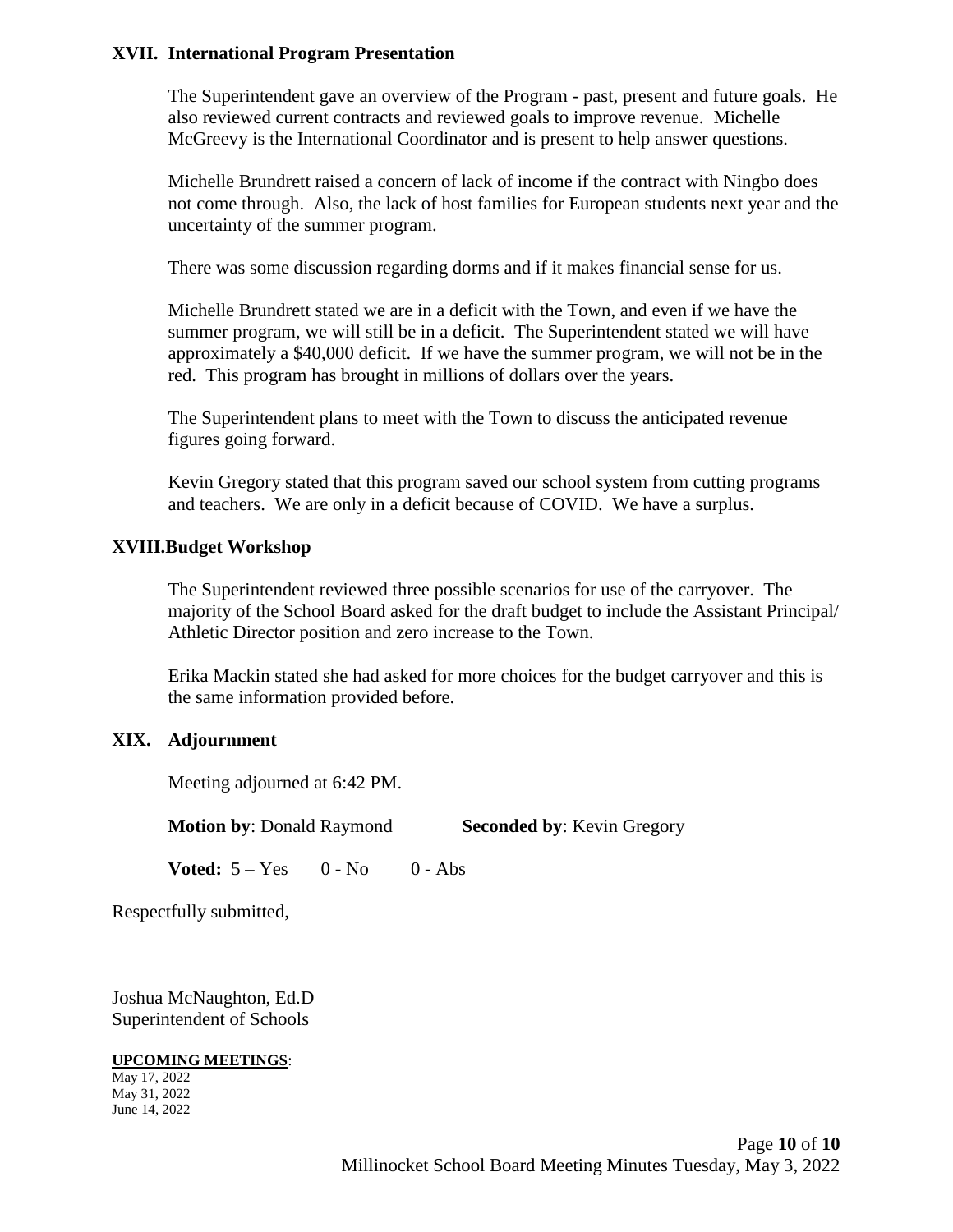## XVII. International Program Presentation

The Superintendent gave an overview of the Program - past, present and future goals. He also reviewed current contracts and reviewed goals to improve revenue. Michelle McGreevy is the International Coordinator and is present to help answer questions.

Michelle Brundrett raised a concern of lack of income if the contract with Ningbo does not come through. Also, the lack of host families for European students next year and the uncertainty of the summer program.

There was some discussion regarding dorms and if it makes financial sense for us.

Michelle Brundrett stated we are in a deficit with the Town, and even if we have the summer program, we will still be in a deficit. The Superintendent stated we will have approximately a $40,000 deficit. If we have the summer program, we will not be in the red. This program has brought in millions of dollars over the years.

The Superintendent plans to meet with the Town to discuss the anticipated revenue figures going forward.

Kevin Gregory stated that this program saved our school system from cutting programs and teachers. We are only in a deficit because of COVID. We have a surplus.

## XVIII. Budget Workshop

The Superintendent reviewed three possible scenarios for use of the carryover. The majority of the School Board asked for the draft budget to include the Assistant Principal/ Athletic Director position and zero increase to the Town.

Erika Mackin stated she had asked for more choices for the budget carryover and this is the same information provided before.

## XIX. Adjournment

Meeting adjourned at 6:42 PM.

**Motion by**: Donald Raymond **Seconded by**: Kevin Gregory

**Voted:** 5 – Yes 0 - No 0 - Abs

Respectfully submitted,

Joshua McNaughton, Ed.D
Superintendent of Schools

**UPCOMING MEETINGS**:

May 17, 2022
May 31, 2022
June 14, 2022